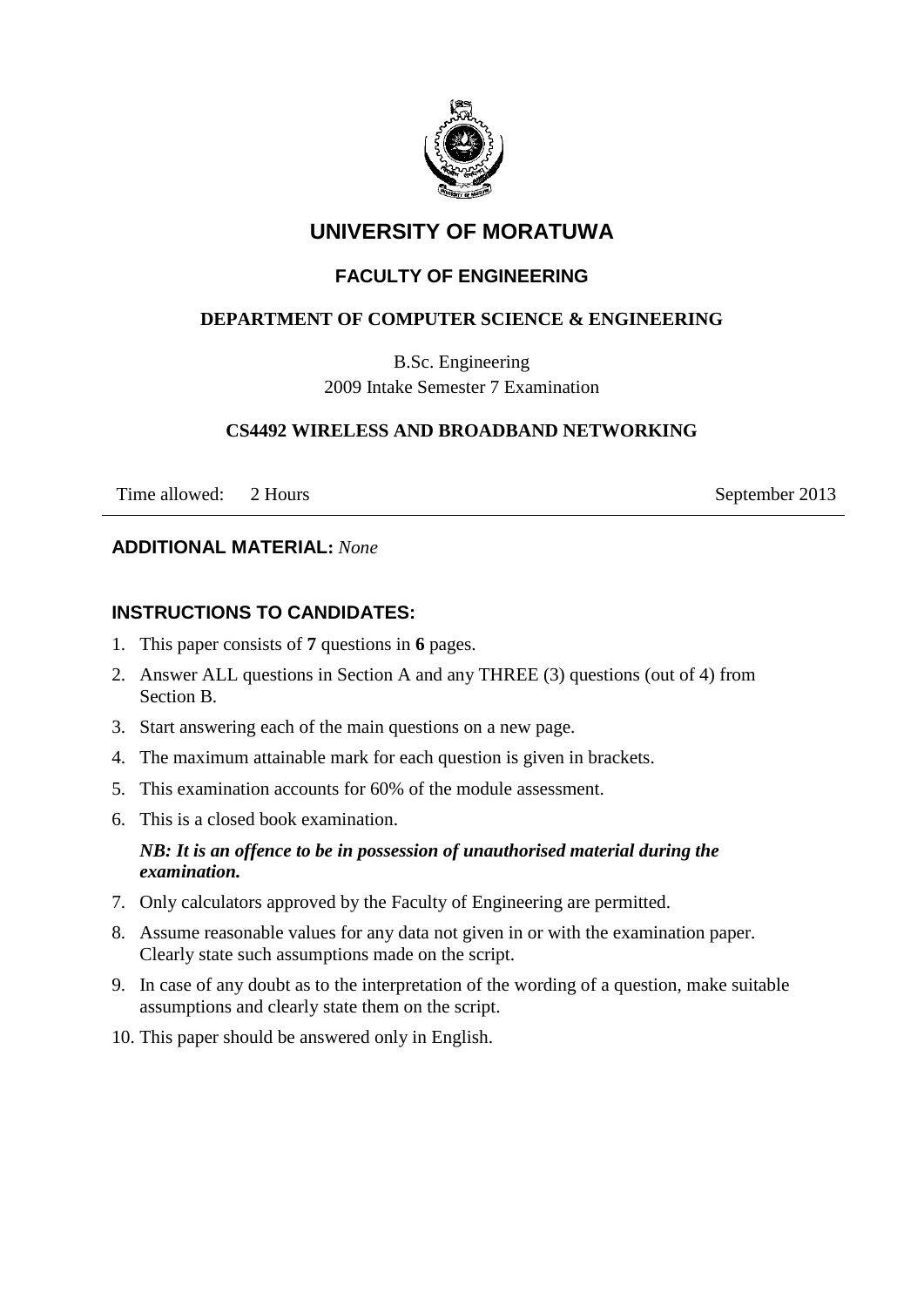# UNIVERSITY OF MORATUWA

## FACULTY OF ENGINEERING

### DEPARTMENT OF COMPUTER SCIENCE & ENGINEERING

B.Sc. Engineering

2009 Intake Semester 7 Examination

### CS4492 WIRELESS AND BROADBAND NETWORKING

Time allowed: 2 Hours September 2013

---

**ADDITIONAL MATERIAL:** *None*

**INSTRUCTIONS TO CANDIDATES:**

1. This paper consists of **7** questions in **6** pages.
2. Answer ALL questions in Section A and any THREE (3) questions (out of 4) from Section B.
3. Start answering each of the main questions on a new page.
4. The maximum attainable mark for each question is given in brackets.
5. This examination accounts for 60% of the module assessment.
6. This is a closed book examination.

   ***NB: It is an offence to be in possession of unauthorised material during the examination.***

7. Only calculators approved by the Faculty of Engineering are permitted.
8. Assume reasonable values for any data not given in or with the examination paper. Clearly state such assumptions made on the script.
9. In case of any doubt as to the interpretation of the wording of a question, make suitable assumptions and clearly state them on the script.
10. This paper should be answered only in English.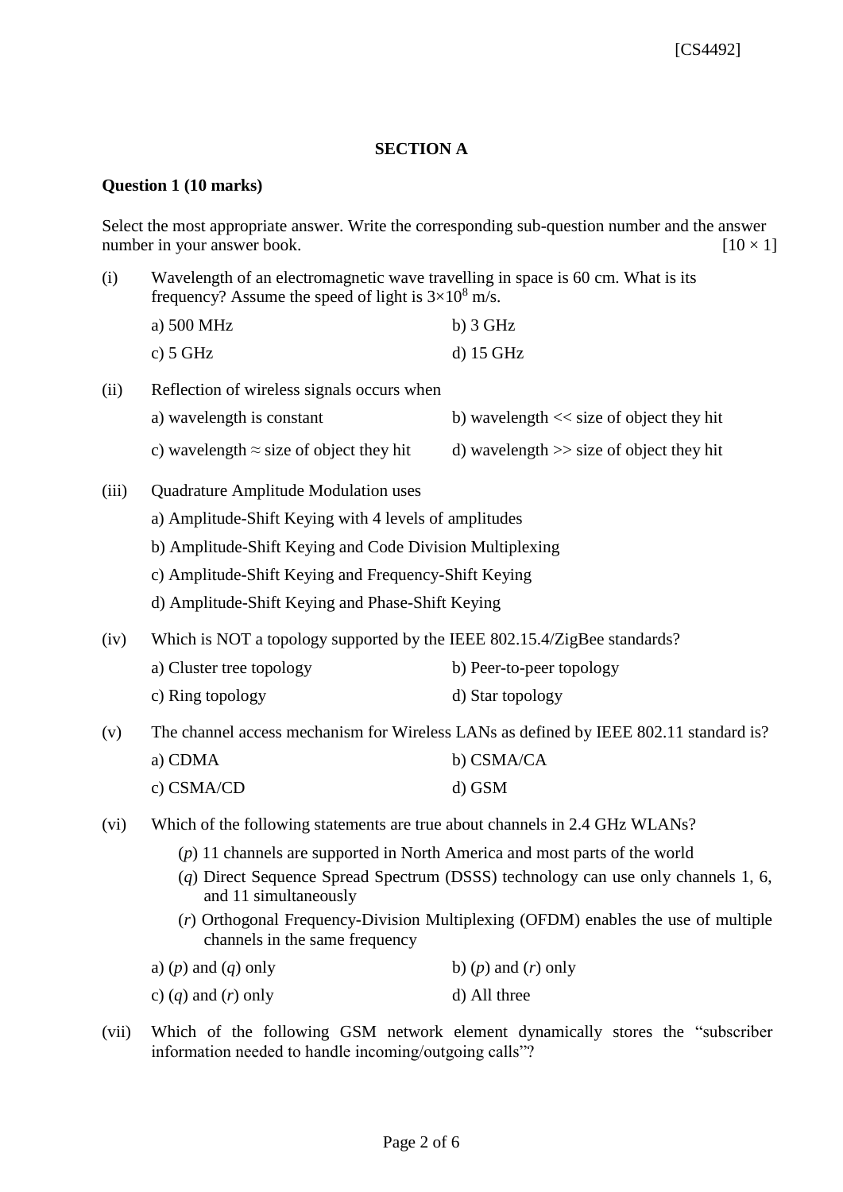## SECTION A

### Question 1 (10 marks)

Select the most appropriate answer. Write the corresponding sub-question number and the answer number in your answer book. [10 × 1]

(i) Wavelength of an electromagnetic wave travelling in space is 60 cm. What is its frequency? Assume the speed of light is $3 \times 10^8$ m/s.

a) 500 MHz  
b) 3 GHz  
c) 5 GHz  
d) 15 GHz

(ii) Reflection of wireless signals occurs when

a) wavelength is constant  
b) wavelength << size of object they hit  
c) wavelength ≈ size of object they hit  
d) wavelength >> size of object they hit

(iii) Quadrature Amplitude Modulation uses

a) Amplitude-Shift Keying with 4 levels of amplitudes  
b) Amplitude-Shift Keying and Code Division Multiplexing  
c) Amplitude-Shift Keying and Frequency-Shift Keying  
d) Amplitude-Shift Keying and Phase-Shift Keying

(iv) Which is NOT a topology supported by the IEEE 802.15.4/ZigBee standards?

a) Cluster tree topology  
b) Peer-to-peer topology  
c) Ring topology  
d) Star topology

(v) The channel access mechanism for Wireless LANs as defined by IEEE 802.11 standard is?

a) CDMA  
b) CSMA/CA  
c) CSMA/CD  
d) GSM

(vi) Which of the following statements are true about channels in 2.4 GHz WLANs?

(*p*) 11 channels are supported in North America and most parts of the world  
(*q*) Direct Sequence Spread Spectrum (DSSS) technology can use only channels 1, 6, and 11 simultaneously  
(*r*) Orthogonal Frequency-Division Multiplexing (OFDM) enables the use of multiple channels in the same frequency

a) (*p*) and (*q*) only  
b) (*p*) and (*r*) only  
c) (*q*) and (*r*) only  
d) All three

(vii) Which of the following GSM network element dynamically stores the "subscriber information needed to handle incoming/outgoing calls"?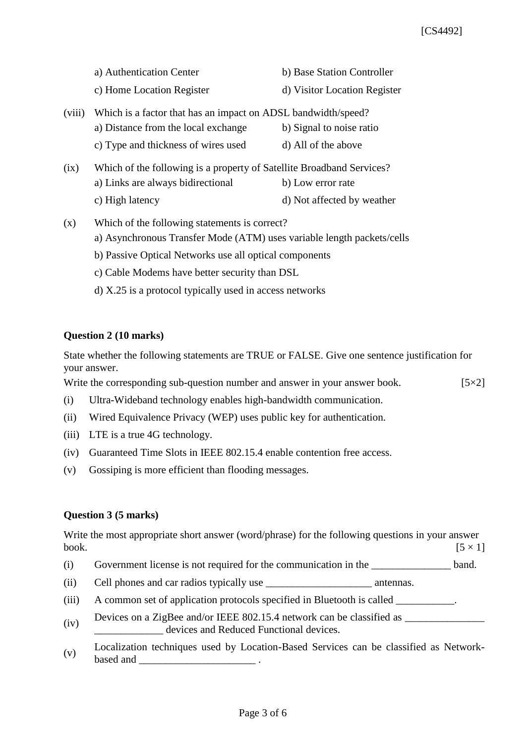a) Authentication Center  b) Base Station Controller
c) Home Location Register  d) Visitor Location Register

(viii) Which is a factor that has an impact on ADSL bandwidth/speed?
a) Distance from the local exchange  b) Signal to noise ratio
c) Type and thickness of wires used  d) All of the above

(ix) Which of the following is a property of Satellite Broadband Services?
a) Links are always bidirectional  b) Low error rate
c) High latency  d) Not affected by weather

(x) Which of the following statements is correct?
a) Asynchronous Transfer Mode (ATM) uses variable length packets/cells
b) Passive Optical Networks use all optical components
c) Cable Modems have better security than DSL
d) X.25 is a protocol typically used in access networks

**Question 2 (10 marks)**

State whether the following statements are TRUE or FALSE. Give one sentence justification for your answer.
Write the corresponding sub-question number and answer in your answer book. [5×2]

(i) Ultra-Wideband technology enables high-bandwidth communication.
(ii) Wired Equivalence Privacy (WEP) uses public key for authentication.
(iii) LTE is a true 4G technology.
(iv) Guaranteed Time Slots in IEEE 802.15.4 enable contention free access.
(v) Gossiping is more efficient than flooding messages.

**Question 3 (5 marks)**

Write the most appropriate short answer (word/phrase) for the following questions in your answer book. [5 × 1]

(i) Government license is not required for the communication in the _______________ band.
(ii) Cell phones and car radios typically use ____________________ antennas.
(iii) A common set of application protocols specified in Bluetooth is called ___________.
(iv) Devices on a ZigBee and/or IEEE 802.15.4 network can be classified as _______________ _____________ devices and Reduced Functional devices.
(v) Localization techniques used by Location-Based Services can be classified as Network-based and ______________________ .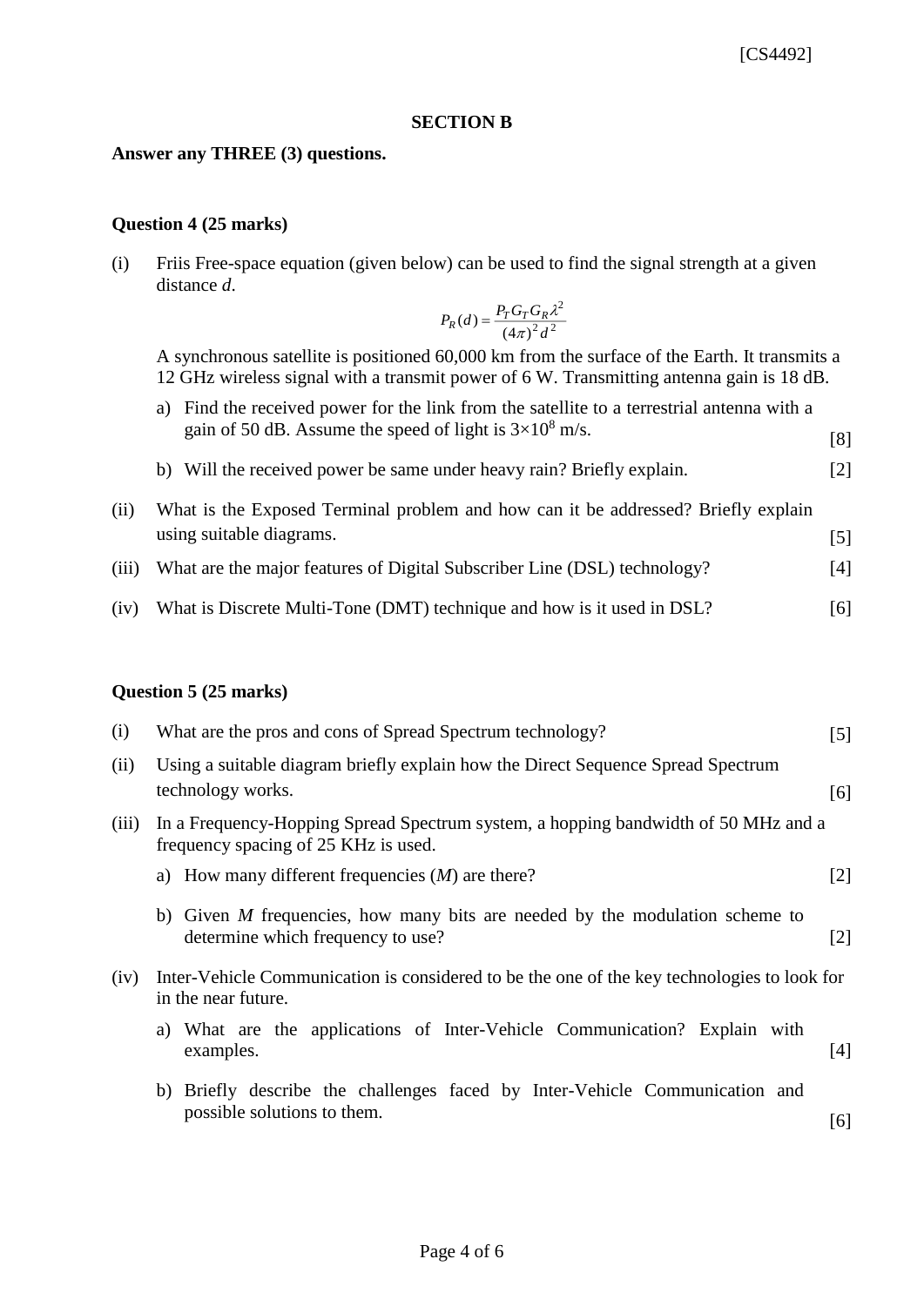## SECTION B

**Answer any THREE (3) questions.**

### Question 4 (25 marks)

(i) Friis Free-space equation (given below) can be used to find the signal strength at a given distance *d*.

$$P_R(d) = \frac{P_T G_T G_R \lambda^2}{(4\pi)^2 d^2}$$

A synchronous satellite is positioned 60,000 km from the surface of the Earth. It transmits a 12 GHz wireless signal with a transmit power of 6 W. Transmitting antenna gain is 18 dB.

a) Find the received power for the link from the satellite to a terrestrial antenna with a gain of 50 dB. Assume the speed of light is $3\times10^8$ m/s. [8]

b) Will the received power be same under heavy rain? Briefly explain. [2]

(ii) What is the Exposed Terminal problem and how can it be addressed? Briefly explain using suitable diagrams. [5]

(iii) What are the major features of Digital Subscriber Line (DSL) technology? [4]

(iv) What is Discrete Multi-Tone (DMT) technique and how is it used in DSL? [6]

### Question 5 (25 marks)

(i) What are the pros and cons of Spread Spectrum technology? [5]

(ii) Using a suitable diagram briefly explain how the Direct Sequence Spread Spectrum technology works. [6]

(iii) In a Frequency-Hopping Spread Spectrum system, a hopping bandwidth of 50 MHz and a frequency spacing of 25 KHz is used.

a) How many different frequencies (*M*) are there? [2]

b) Given *M* frequencies, how many bits are needed by the modulation scheme to determine which frequency to use? [2]

(iv) Inter-Vehicle Communication is considered to be the one of the key technologies to look for in the near future.

a) What are the applications of Inter-Vehicle Communication? Explain with examples. [4]

b) Briefly describe the challenges faced by Inter-Vehicle Communication and possible solutions to them. [6]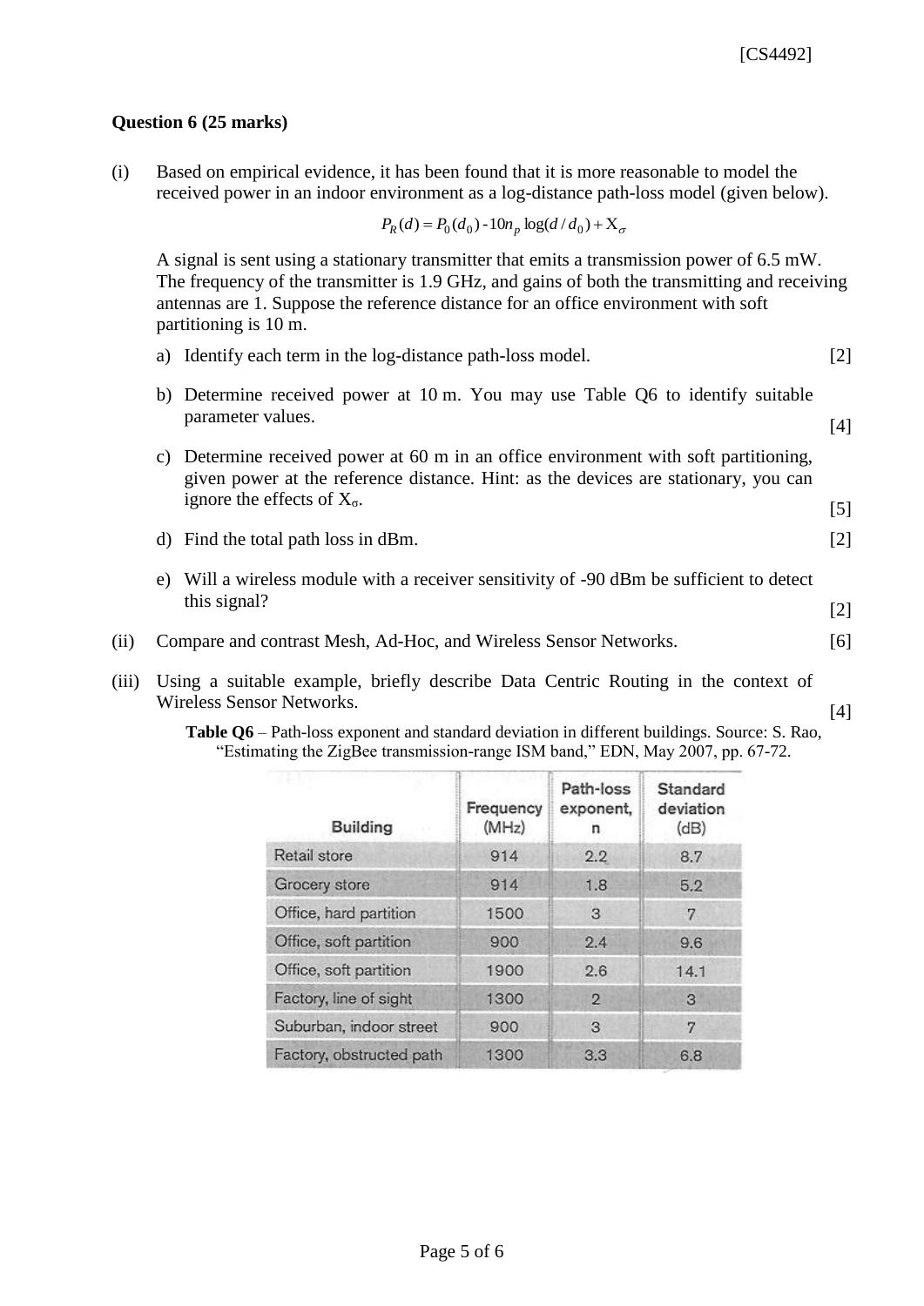**Question 6 (25 marks)**

(i) Based on empirical evidence, it has been found that it is more reasonable to model the received power in an indoor environment as a log-distance path-loss model (given below).

$$P_R(d) = P_0(d_0) - 10n_p \log(d/d_0) + X_\sigma$$

A signal is sent using a stationary transmitter that emits a transmission power of 6.5 mW. The frequency of the transmitter is 1.9 GHz, and gains of both the transmitting and receiving antennas are 1. Suppose the reference distance for an office environment with soft partitioning is 10 m.

a) Identify each term in the log-distance path-loss model. [2]

b) Determine received power at 10 m. You may use Table Q6 to identify suitable parameter values. [4]

c) Determine received power at 60 m in an office environment with soft partitioning, given power at the reference distance. Hint: as the devices are stationary, you can ignore the effects of $X_\sigma$. [5]

d) Find the total path loss in dBm. [2]

e) Will a wireless module with a receiver sensitivity of -90 dBm be sufficient to detect this signal? [2]

(ii) Compare and contrast Mesh, Ad-Hoc, and Wireless Sensor Networks. [6]

(iii) Using a suitable example, briefly describe Data Centric Routing in the context of Wireless Sensor Networks. [4]

**Table Q6** – Path-loss exponent and standard deviation in different buildings. Source: S. Rao, "Estimating the ZigBee transmission-range ISM band," EDN, May 2007, pp. 67-72.

| Building | Frequency (MHz) | Path-loss exponent, n | Standard deviation (dB) |
|---|---|---|---|
| Retail store | 914 | 2.2 | 8.7 |
| Grocery store | 914 | 1.8 | 5.2 |
| Office, hard partition | 1500 | 3 | 7 |
| Office, soft partition | 900 | 2.4 | 9.6 |
| Office, soft partition | 1900 | 2.6 | 14.1 |
| Factory, line of sight | 1300 | 2 | 3 |
| Suburban, indoor street | 900 | 3 | 7 |
| Factory, obstructed path | 1300 | 3.3 | 6.8 |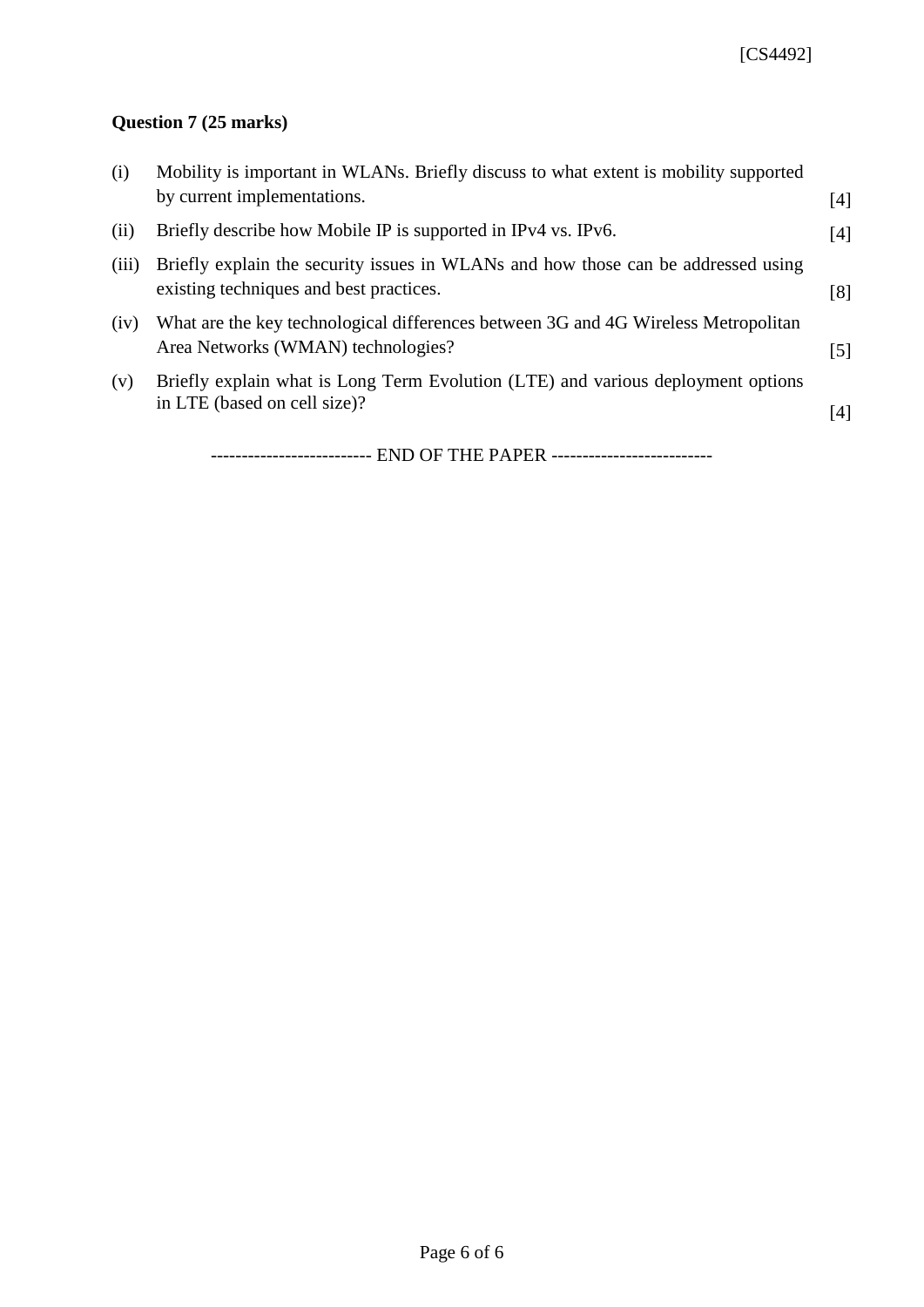**Question 7 (25 marks)**

(i) Mobility is important in WLANs. Briefly discuss to what extent is mobility supported by current implementations. [4]

(ii) Briefly describe how Mobile IP is supported in IPv4 vs. IPv6. [4]

(iii) Briefly explain the security issues in WLANs and how those can be addressed using existing techniques and best practices. [8]

(iv) What are the key technological differences between 3G and 4G Wireless Metropolitan Area Networks (WMAN) technologies? [5]

(v) Briefly explain what is Long Term Evolution (LTE) and various deployment options in LTE (based on cell size)? [4]

-------------------------- END OF THE PAPER --------------------------